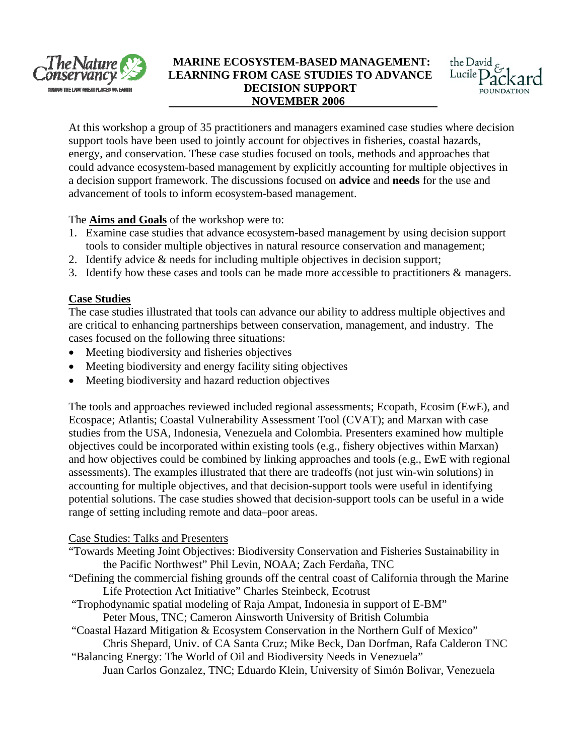# MARINE ECOSYSTEM-BASED MANAGEMENT: LEARNING FROM CASE STUDIES TO ADVANCE DECISION SUPPORT

## NOVEMBER 2006

At this workshop a group of 35 practitioners and managers examined case studies where decision support tools have been used to jointly account for objectives in fisheries, coastal hazards, energy, and conservation. These case studies focused on tools, methods and approaches that could advance ecosystem-based management by explicitly accounting for multiple objectives in a decision support framework. The discussions focused on **advice** and **needs** for the use and advancement of tools to inform ecosystem-based management.

The **Aims and Goals** of the workshop were to:

1. Examine case studies that advance ecosystem-based management by using decision support tools to consider multiple objectives in natural resource conservation and management;
2. Identify advice & needs for including multiple objectives in decision support;
3. Identify how these cases and tools can be made more accessible to practitioners & managers.

## Case Studies

The case studies illustrated that tools can advance our ability to address multiple objectives and are critical to enhancing partnerships between conservation, management, and industry. The cases focused on the following three situations:

- Meeting biodiversity and fisheries objectives
- Meeting biodiversity and energy facility siting objectives
- Meeting biodiversity and hazard reduction objectives

The tools and approaches reviewed included regional assessments; Ecopath, Ecosim (EwE), and Ecospace; Atlantis; Coastal Vulnerability Assessment Tool (CVAT); and Marxan with case studies from the USA, Indonesia, Venezuela and Colombia. Presenters examined how multiple objectives could be incorporated within existing tools (e.g., fishery objectives within Marxan) and how objectives could be combined by linking approaches and tools (e.g., EwE with regional assessments). The examples illustrated that there are tradeoffs (not just win-win solutions) in accounting for multiple objectives, and that decision-support tools were useful in identifying potential solutions. The case studies showed that decision-support tools can be useful in a wide range of setting including remote and data–poor areas.

Case Studies: Talks and Presenters

"Towards Meeting Joint Objectives: Biodiversity Conservation and Fisheries Sustainability in the Pacific Northwest" Phil Levin, NOAA; Zach Ferdaña, TNC

"Defining the commercial fishing grounds off the central coast of California through the Marine Life Protection Act Initiative" Charles Steinbeck, Ecotrust

"Trophodynamic spatial modeling of Raja Ampat, Indonesia in support of E-BM" Peter Mous, TNC; Cameron Ainsworth University of British Columbia

"Coastal Hazard Mitigation & Ecosystem Conservation in the Northern Gulf of Mexico" Chris Shepard, Univ. of CA Santa Cruz; Mike Beck, Dan Dorfman, Rafa Calderon TNC

"Balancing Energy: The World of Oil and Biodiversity Needs in Venezuela" Juan Carlos Gonzalez, TNC; Eduardo Klein, University of Simón Bolivar, Venezuela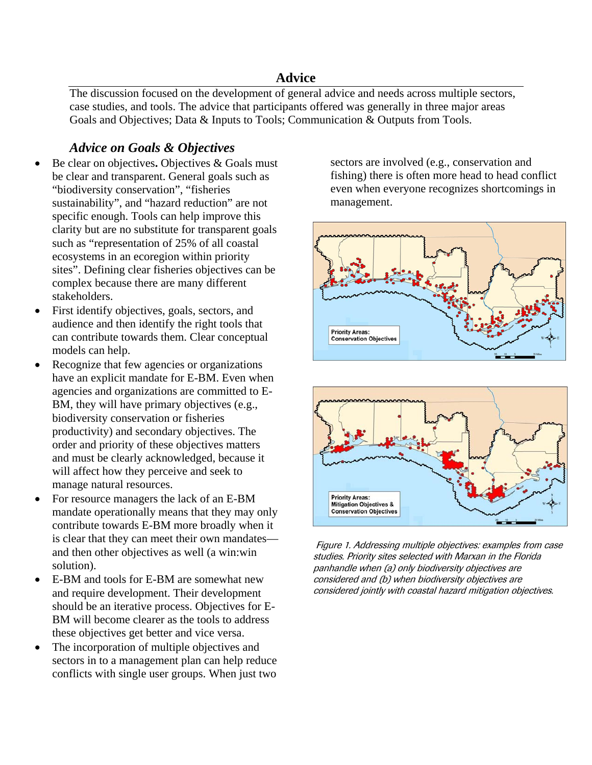## Advice

The discussion focused on the development of general advice and needs across multiple sectors, case studies, and tools. The advice that participants offered was generally in three major areas Goals and Objectives; Data & Inputs to Tools; Communication & Outputs from Tools.

### *Advice on Goals & Objectives*

- Be clear on objectives**.** Objectives & Goals must be clear and transparent. General goals such as "biodiversity conservation", "fisheries sustainability", and "hazard reduction" are not specific enough. Tools can help improve this clarity but are no substitute for transparent goals such as "representation of 25% of all coastal ecosystems in an ecoregion within priority sites". Defining clear fisheries objectives can be complex because there are many different stakeholders.
- First identify objectives, goals, sectors, and audience and then identify the right tools that can contribute towards them. Clear conceptual models can help.
- Recognize that few agencies or organizations have an explicit mandate for E-BM. Even when agencies and organizations are committed to E-BM, they will have primary objectives (e.g., biodiversity conservation or fisheries productivity) and secondary objectives. The order and priority of these objectives matters and must be clearly acknowledged, because it will affect how they perceive and seek to manage natural resources.
- For resource managers the lack of an E-BM mandate operationally means that they may only contribute towards E-BM more broadly when it is clear that they can meet their own mandates—and then other objectives as well (a win:win solution).
- E-BM and tools for E-BM are somewhat new and require development. Their development should be an iterative process. Objectives for E-BM will become clearer as the tools to address these objectives get better and vice versa.
- The incorporation of multiple objectives and sectors in to a management plan can help reduce conflicts with single user groups. When just two sectors are involved (e.g., conservation and fishing) there is often more head to head conflict even when everyone recognizes shortcomings in management.

*Figure 1. Addressing multiple objectives: examples from case studies. Priority sites selected with Marxan in the Florida panhandle when (a) only biodiversity objectives are considered and (b) when biodiversity objectives are considered jointly with coastal hazard mitigation objectives.*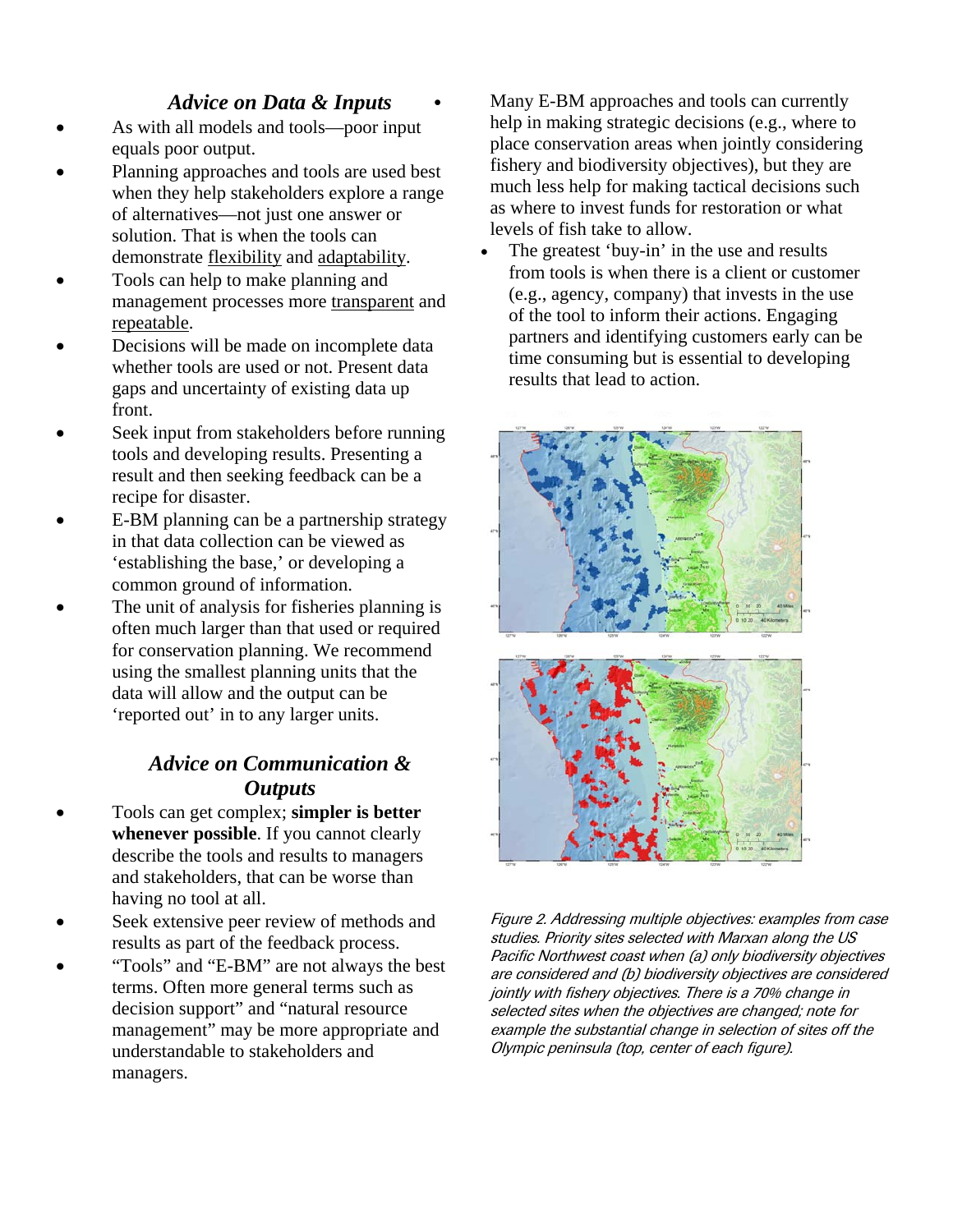### *Advice on Data & Inputs*

- As with all models and tools—poor input equals poor output.
- Planning approaches and tools are used best when they help stakeholders explore a range of alternatives—not just one answer or solution. That is when the tools can demonstrate flexibility and adaptability.
- Tools can help to make planning and management processes more transparent and repeatable.
- Decisions will be made on incomplete data whether tools are used or not. Present data gaps and uncertainty of existing data up front.
- Seek input from stakeholders before running tools and developing results. Presenting a result and then seeking feedback can be a recipe for disaster.
- E-BM planning can be a partnership strategy in that data collection can be viewed as 'establishing the base,' or developing a common ground of information.
- The unit of analysis for fisheries planning is often much larger than that used or required for conservation planning. We recommend using the smallest planning units that the data will allow and the output can be 'reported out' in to any larger units.

### *Advice on Communication & Outputs*

- Tools can get complex; **simpler is better whenever possible**. If you cannot clearly describe the tools and results to managers and stakeholders, that can be worse than having no tool at all.
- Seek extensive peer review of methods and results as part of the feedback process.
- "Tools" and "E-BM" are not always the best terms. Often more general terms such as decision support" and "natural resource management" may be more appropriate and understandable to stakeholders and managers.
- Many E-BM approaches and tools can currently help in making strategic decisions (e.g., where to place conservation areas when jointly considering fishery and biodiversity objectives), but they are much less help for making tactical decisions such as where to invest funds for restoration or what levels of fish take to allow.
- The greatest 'buy-in' in the use and results from tools is when there is a client or customer (e.g., agency, company) that invests in the use of the tool to inform their actions. Engaging partners and identifying customers early can be time consuming but is essential to developing results that lead to action.

*Figure 2. Addressing multiple objectives: examples from case studies. Priority sites selected with Marxan along the US Pacific Northwest coast when (a) only biodiversity objectives are considered and (b) biodiversity objectives are considered jointly with fishery objectives. There is a 70% change in selected sites when the objectives are changed; note for example the substantial change in selection of sites off the Olympic peninsula (top, center of each figure).*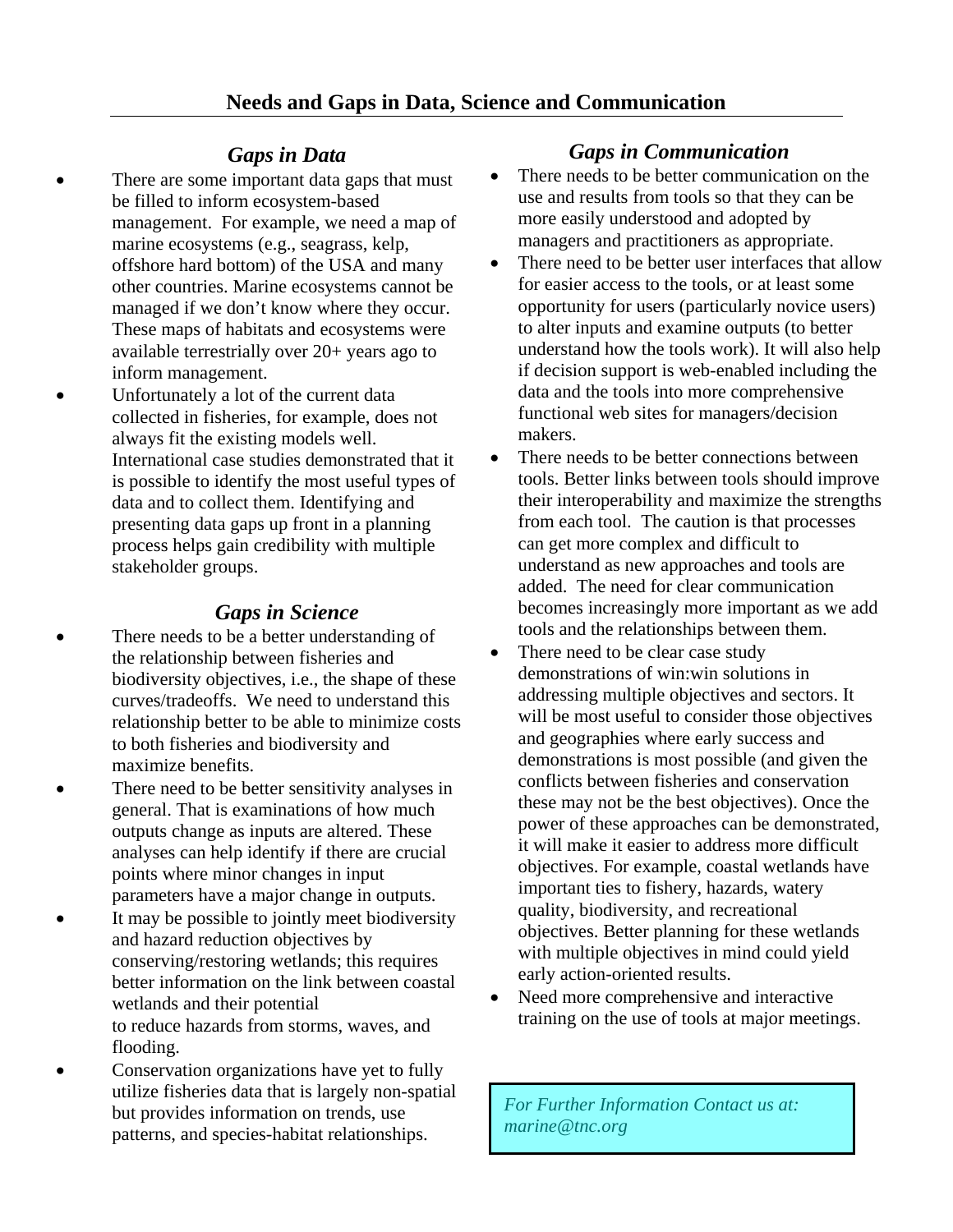## Needs and Gaps in Data, Science and Communication

### *Gaps in Data*

- There are some important data gaps that must be filled to inform ecosystem-based management. For example, we need a map of marine ecosystems (e.g., seagrass, kelp, offshore hard bottom) of the USA and many other countries. Marine ecosystems cannot be managed if we don't know where they occur. These maps of habitats and ecosystems were available terrestrially over 20+ years ago to inform management.
- Unfortunately a lot of the current data collected in fisheries, for example, does not always fit the existing models well. International case studies demonstrated that it is possible to identify the most useful types of data and to collect them. Identifying and presenting data gaps up front in a planning process helps gain credibility with multiple stakeholder groups.

### *Gaps in Science*

- There needs to be a better understanding of the relationship between fisheries and biodiversity objectives, i.e., the shape of these curves/tradeoffs. We need to understand this relationship better to be able to minimize costs to both fisheries and biodiversity and maximize benefits.
- There need to be better sensitivity analyses in general. That is examinations of how much outputs change as inputs are altered. These analyses can help identify if there are crucial points where minor changes in input parameters have a major change in outputs.
- It may be possible to jointly meet biodiversity and hazard reduction objectives by conserving/restoring wetlands; this requires better information on the link between coastal wetlands and their potential to reduce hazards from storms, waves, and flooding.
- Conservation organizations have yet to fully utilize fisheries data that is largely non-spatial but provides information on trends, use patterns, and species-habitat relationships.

### *Gaps in Communication*

- There needs to be better communication on the use and results from tools so that they can be more easily understood and adopted by managers and practitioners as appropriate.
- There need to be better user interfaces that allow for easier access to the tools, or at least some opportunity for users (particularly novice users) to alter inputs and examine outputs (to better understand how the tools work). It will also help if decision support is web-enabled including the data and the tools into more comprehensive functional web sites for managers/decision makers.
- There needs to be better connections between tools. Better links between tools should improve their interoperability and maximize the strengths from each tool. The caution is that processes can get more complex and difficult to understand as new approaches and tools are added. The need for clear communication becomes increasingly more important as we add tools and the relationships between them.
- There need to be clear case study demonstrations of win:win solutions in addressing multiple objectives and sectors. It will be most useful to consider those objectives and geographies where early success and demonstrations is most possible (and given the conflicts between fisheries and conservation these may not be the best objectives). Once the power of these approaches can be demonstrated, it will make it easier to address more difficult objectives. For example, coastal wetlands have important ties to fishery, hazards, watery quality, biodiversity, and recreational objectives. Better planning for these wetlands with multiple objectives in mind could yield early action-oriented results.
- Need more comprehensive and interactive training on the use of tools at major meetings.

*For Further Information Contact us at: marine@tnc.org*